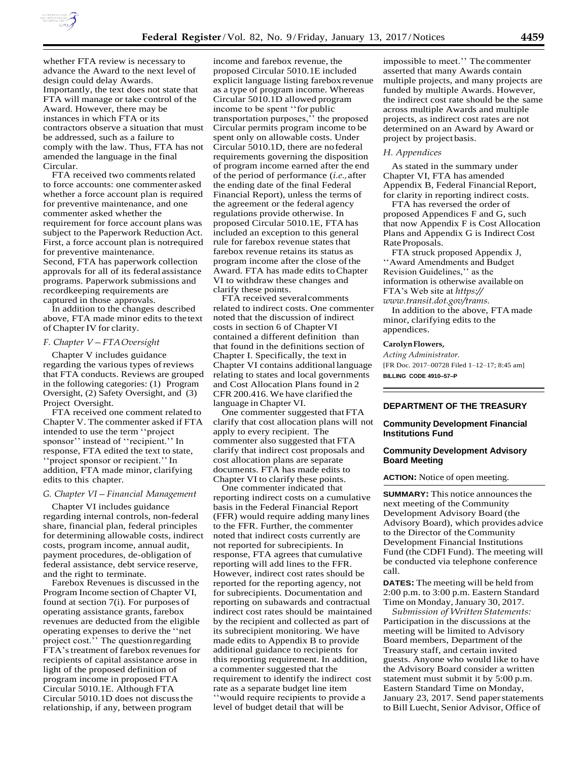whether FTA review is necessary to advance the Award to the next level of design could delay Awards. Importantly, the text does not state that FTA will manage or take control of the Award. However, there may be instances in which FTA or its contractors observe a situation that must be addressed, such as a failure to comply with the law. Thus, FTA has not amended the language in the final Circular.

FTA received two comments related to force accounts: one commenter asked whether a force account plan is required for preventive maintenance, and one commenter asked whether the requirement for force account plans was subject to the Paperwork Reduction Act. First, a force account plan is notrequired for preventive maintenance. Second, FTA has paperwork collection approvals for all of its federal assistance programs. Paperwork submissions and recordkeeping requirements are captured in those approvals.

In addition to the changes described above, FTA made minor edits to the text of Chapter IV for clarity.

### *F. Chapter V – FTA Oversight*

Chapter V includes guidance regarding the various types of reviews that FTA conducts. Reviews are grouped in the following categories: (1) Program Oversight, (2) Safety Oversight, and (3) Project Oversight.

FTA received one comment related to Chapter V. The commenter asked if FTA intended to use the term ''project sponsor'' instead of ''recipient.'' In response, FTA edited the text to state, ''project sponsor or recipient.'' In addition, FTA made minor, clarifying edits to this chapter.

### *G. Chapter VI – Financial Management*

Chapter VI includes guidance regarding internal controls, non-federal share, financial plan, federal principles for determining allowable costs, indirect costs, program income, annual audit, payment procedures, de-obligation of federal assistance, debt service reserve, and the right to terminate.

Farebox Revenues is discussed in the Program Income section of Chapter VI, found at section 7(i). For purposes of operating assistance grants, farebox revenues are deducted from the eligible operating expenses to derive the ''net project cost.'' The question regarding FTA's treatment of farebox revenues for recipients of capital assistance arose in light of the proposed definition of program income in proposed FTA Circular 5010.1E. Although FTA Circular 5010.1D does not discuss the relationship, if any, between program income and farebox revenue, the proposed Circular 5010.1E included explicit language listing farebox revenue as a type of program income. Whereas Circular 5010.1D allowed program income to be spent ''for public transportation purposes,'' the proposed Circular permits program income to be spent only on allowable costs. Under Circular 5010.1D, there are no federal requirements governing the disposition of program income earned after the end of the period of performance (*i.e.,* after the ending date of the final Federal Financial Report), unless the terms of the agreement or the federal agency regulations provide otherwise. In proposed Circular 5010.1E, FTA has included an exception to this general rule for farebox revenue states that farebox revenue retains its status as program income after the close of the Award. FTA has made edits to Chapter VI to withdraw these changes and clarify these points.

FTA received several comments related to indirect costs. One commenter noted that the discussion of indirect costs in section 6 of Chapter VI contained a different definition than that found in the definitions section of Chapter I. Specifically, the text in Chapter VI contains additional language relating to states and local governments and Cost Allocation Plans found in 2 CFR 200.416. We have clarified the language in Chapter VI.

One commenter suggested that FTA clarify that cost allocation plans will not apply to every recipient. The commenter also suggested that FTA clarify that indirect cost proposals and cost allocation plans are separate documents. FTA has made edits to Chapter VI to clarify these points.

One commenter indicated that reporting indirect costs on a cumulative basis in the Federal Financial Report (FFR) would require adding many lines to the FFR. Further, the commenter noted that indirect costs currently are not reported for subrecipients. In response, FTA agrees that cumulative reporting will add lines to the FFR. However, indirect cost rates should be reported for the reporting agency, not for subrecipients. Documentation and reporting on subawards and contractual indirect cost rates should be maintained by the recipient and collected as part of its subrecipient monitoring. We have made edits to Appendix B to provide additional guidance to recipients for this reporting requirement. In addition, a commenter suggested that the requirement to identify the indirect cost rate as a separate budget line item ''would require recipients to provide a level of budget detail that will be impossible to meet.'' The commenter asserted that many Awards contain multiple projects, and many projects are funded by multiple Awards. However, the indirect cost rate should be the same across multiple Awards and multiple projects, as indirect cost rates are not determined on an Award by Award or project by project basis.

### *H. Appendices*

As stated in the summary under Chapter VI, FTA has amended Appendix B, Federal Financial Report, for clarity in reporting indirect costs.

FTA has reversed the order of proposed Appendices F and G, such that now Appendix F is Cost Allocation Plans and Appendix G is Indirect Cost Rate Proposals.

FTA struck proposed Appendix J, ''Award Amendments and Budget Revision Guidelines,'' as the information is otherwise available on FTA's Web site at *https://www.transit.dot.gov/trams.*

In addition to the above, FTA made minor, clarifying edits to the appendices.

**Carolyn Flowers,**

*Acting Administrator.*

[FR Doc. 2017–00728 Filed 1–12–17; 8:45 am]

**BILLING CODE 4910–57–P**

---

## DEPARTMENT OF THE TREASURY

### Community Development Financial Institutions Fund

### Community Development Advisory Board Meeting

**ACTION:** Notice of open meeting.

**SUMMARY:** This notice announces the next meeting of the Community Development Advisory Board (the Advisory Board), which provides advice to the Director of the Community Development Financial Institutions Fund (the CDFI Fund). The meeting will be conducted via telephone conference call.

**DATES:** The meeting will be held from 2:00 p.m. to 3:00 p.m. Eastern Standard Time on Monday, January 30, 2017.

*Submission of Written Statements:* Participation in the discussions at the meeting will be limited to Advisory Board members, Department of the Treasury staff, and certain invited guests. Anyone who would like to have the Advisory Board consider a written statement must submit it by 5:00 p.m. Eastern Standard Time on Monday, January 23, 2017. Send paper statements to Bill Luecht, Senior Advisor, Office of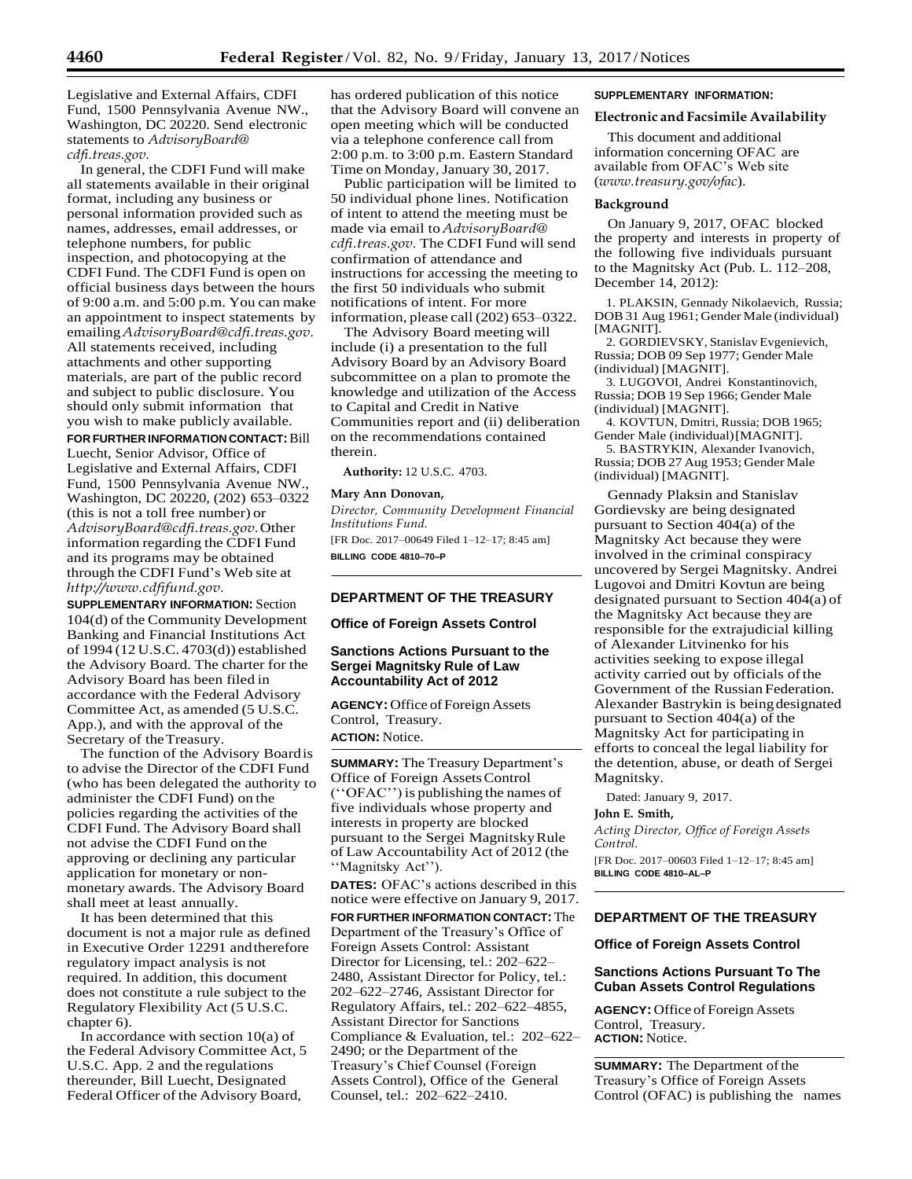Legislative and External Affairs, CDFI Fund, 1500 Pennsylvania Avenue NW., Washington, DC 20220. Send electronic statements to *AdvisoryBoard@cdfi.treas.gov.*

In general, the CDFI Fund will make all statements available in their original format, including any business or personal information provided such as names, addresses, email addresses, or telephone numbers, for public inspection, and photocopying at the CDFI Fund. The CDFI Fund is open on official business days between the hours of 9:00 a.m. and 5:00 p.m. You can make an appointment to inspect statements by emailing *AdvisoryBoard@cdfi.treas.gov.* All statements received, including attachments and other supporting materials, are part of the public record and subject to public disclosure. You should only submit information that you wish to make publicly available.

**FOR FURTHER INFORMATION CONTACT:** Bill Luecht, Senior Advisor, Office of Legislative and External Affairs, CDFI Fund, 1500 Pennsylvania Avenue NW., Washington, DC 20220, (202) 653–0322 (this is not a toll free number) or *AdvisoryBoard@cdfi.treas.gov.* Other information regarding the CDFI Fund and its programs may be obtained through the CDFI Fund's Web site at *http://www.cdfifund.gov.*

**SUPPLEMENTARY INFORMATION:** Section 104(d) of the Community Development Banking and Financial Institutions Act of 1994 (12 U.S.C. 4703(d)) established the Advisory Board. The charter for the Advisory Board has been filed in accordance with the Federal Advisory Committee Act, as amended (5 U.S.C. App.), and with the approval of the Secretary of the Treasury.

The function of the Advisory Board is to advise the Director of the CDFI Fund (who has been delegated the authority to administer the CDFI Fund) on the policies regarding the activities of the CDFI Fund. The Advisory Board shall not advise the CDFI Fund on the approving or declining any particular application for monetary or non-monetary awards. The Advisory Board shall meet at least annually.

It has been determined that this document is not a major rule as defined in Executive Order 12291 and therefore regulatory impact analysis is not required. In addition, this document does not constitute a rule subject to the Regulatory Flexibility Act (5 U.S.C. chapter 6).

In accordance with section 10(a) of the Federal Advisory Committee Act, 5 U.S.C. App. 2 and the regulations thereunder, Bill Luecht, Designated Federal Officer of the Advisory Board, has ordered publication of this notice that the Advisory Board will convene an open meeting which will be conducted via a telephone conference call from 2:00 p.m. to 3:00 p.m. Eastern Standard Time on Monday, January 30, 2017.

Public participation will be limited to 50 individual phone lines. Notification of intent to attend the meeting must be made via email to *AdvisoryBoard@cdfi.treas.gov.* The CDFI Fund will send confirmation of attendance and instructions for accessing the meeting to the first 50 individuals who submit notifications of intent. For more information, please call (202) 653–0322.

The Advisory Board meeting will include (i) a presentation to the full Advisory Board by an Advisory Board subcommittee on a plan to promote the knowledge and utilization of the Access to Capital and Credit in Native Communities report and (ii) deliberation on the recommendations contained therein.

**Authority:** 12 U.S.C. 4703.

**Mary Ann Donovan,**

*Director, Community Development Financial Institutions Fund.*

[FR Doc. 2017–00649 Filed 1–12–17; 8:45 am]

**BILLING CODE 4810–70–P**

## DEPARTMENT OF THE TREASURY

### Office of Foreign Assets Control

### Sanctions Actions Pursuant to the Sergei Magnitsky Rule of Law Accountability Act of 2012

**AGENCY:** Office of Foreign Assets Control, Treasury.

**ACTION:** Notice.

**SUMMARY:** The Treasury Department's Office of Foreign Assets Control (''OFAC'') is publishing the names of five individuals whose property and interests in property are blocked pursuant to the Sergei Magnitsky Rule of Law Accountability Act of 2012 (the ''Magnitsky Act'').

**DATES:** OFAC's actions described in this notice were effective on January 9, 2017.

**FOR FURTHER INFORMATION CONTACT:** The Department of the Treasury's Office of Foreign Assets Control: Assistant Director for Licensing, tel.: 202–622–2480, Assistant Director for Policy, tel.: 202–622–2746, Assistant Director for Regulatory Affairs, tel.: 202–622–4855, Assistant Director for Sanctions Compliance & Evaluation, tel.: 202–622–2490; or the Department of the Treasury's Chief Counsel (Foreign Assets Control), Office of the General Counsel, tel.: 202–622–2410.

**SUPPLEMENTARY INFORMATION:**

**Electronic and Facsimile Availability**

This document and additional information concerning OFAC are available from OFAC's Web site (*www.treasury.gov/ofac*).

**Background**

On January 9, 2017, OFAC blocked the property and interests in property of the following five individuals pursuant to the Magnitsky Act (Pub. L. 112–208, December 14, 2012):

1. PLAKSIN, Gennady Nikolaevich, Russia; DOB 31 Aug 1961; Gender Male (individual) [MAGNIT].
2. GORDIEVSKY, Stanislav Evgenievich, Russia; DOB 09 Sep 1977; Gender Male (individual) [MAGNIT].
3. LUGOVOI, Andrei Konstantinovich, Russia; DOB 19 Sep 1966; Gender Male (individual) [MAGNIT].
4. KOVTUN, Dmitri, Russia; DOB 1965; Gender Male (individual) [MAGNIT].
5. BASTRYKIN, Alexander Ivanovich, Russia; DOB 27 Aug 1953; Gender Male (individual) [MAGNIT].

Gennady Plaksin and Stanislav Gordievsky are being designated pursuant to Section 404(a) of the Magnitsky Act because they were involved in the criminal conspiracy uncovered by Sergei Magnitsky. Andrei Lugovoi and Dmitri Kovtun are being designated pursuant to Section 404(a) of the Magnitsky Act because they are responsible for the extrajudicial killing of Alexander Litvinenko for his activities seeking to expose illegal activity carried out by officials of the Government of the Russian Federation. Alexander Bastrykin is being designated pursuant to Section 404(a) of the Magnitsky Act for participating in efforts to conceal the legal liability for the detention, abuse, or death of Sergei Magnitsky.

Dated: January 9, 2017.

**John E. Smith,**

*Acting Director, Office of Foreign Assets Control.*

[FR Doc. 2017–00603 Filed 1–12–17; 8:45 am]

**BILLING CODE 4810–AL–P**

## DEPARTMENT OF THE TREASURY

### Office of Foreign Assets Control

### Sanctions Actions Pursuant To The Cuban Assets Control Regulations

**AGENCY:** Office of Foreign Assets Control, Treasury.

**ACTION:** Notice.

**SUMMARY:** The Department of the Treasury's Office of Foreign Assets Control (OFAC) is publishing the names